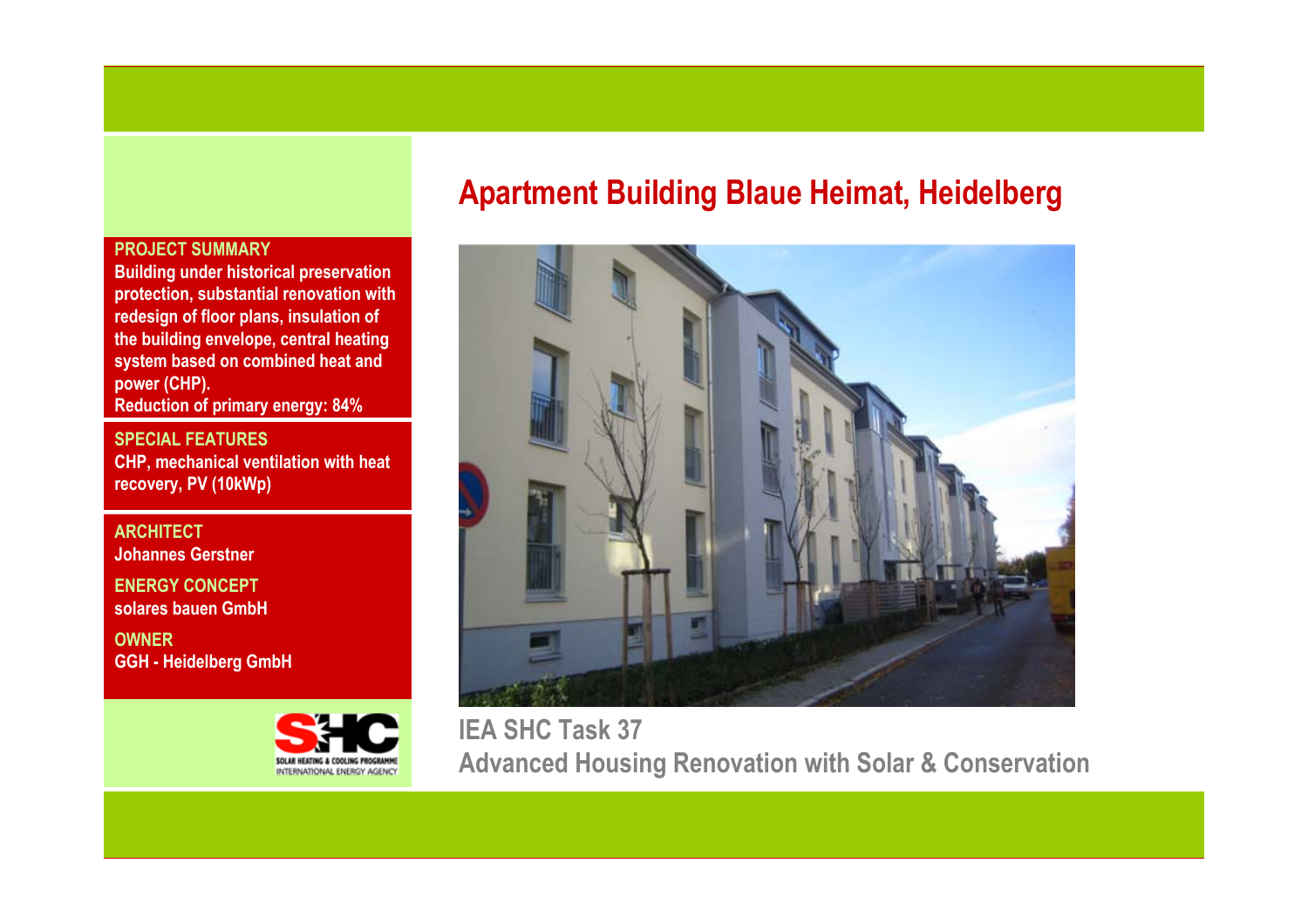# Apartment Building Blaue Heimat, Heidelberg

**PROJECT SUMMARY**
Building under historical preservation protection, substantial renovation with redesign of floor plans, insulation of the building envelope, central heating system based on combined heat and power (CHP).
Reduction of primary energy: 84%

**SPECIAL FEATURES**
CHP, mechanical ventilation with heat recovery, PV (10kWp)

**ARCHITECT**
Johannes Gerstner

**ENERGY CONCEPT**
solares bauen GmbH

**OWNER**
GGH - Heidelberg GmbH

IEA SHC Task 37
Advanced Housing Renovation with Solar & Conservation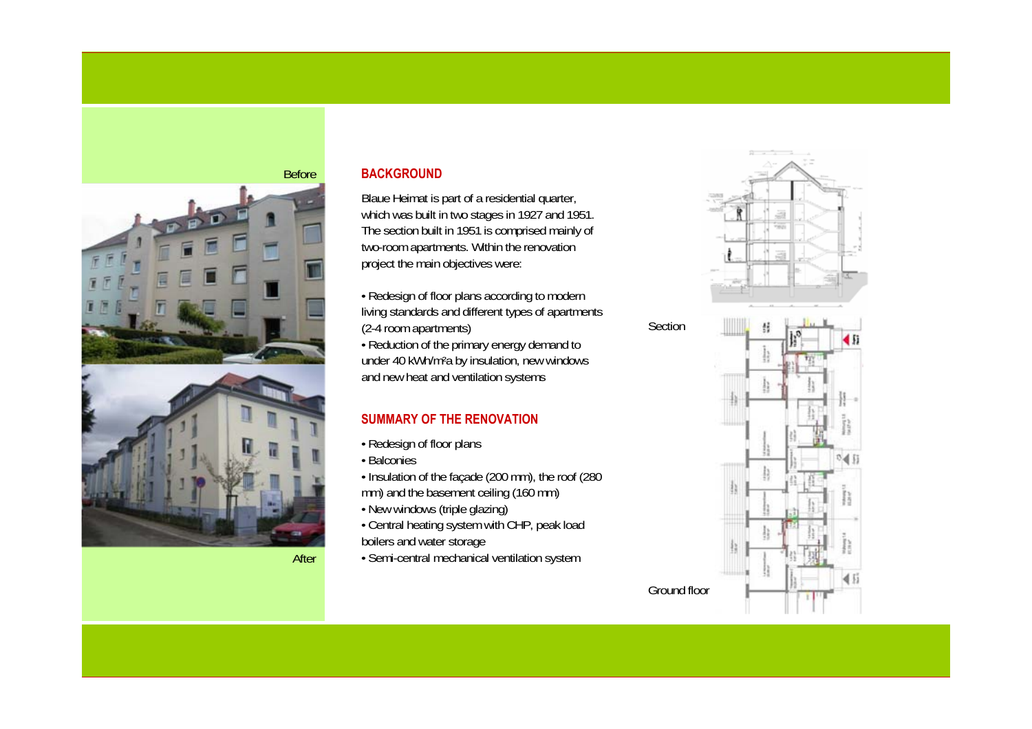Before

After

## BACKGROUND

Blaue Heimat is part of a residential quarter, which was built in two stages in 1927 and 1951. The section built in 1951 is comprised mainly of two-room apartments. Within the renovation project the main objectives were:

- Redesign of floor plans according to modern living standards and different types of apartments (2-4 room apartments)
- Reduction of the primary energy demand to under 40 kWh/m²a by insulation, new windows and new heat and ventilation systems

## SUMMARY OF THE RENOVATION

- Redesign of floor plans
- Balconies
- Insulation of the façade (200 mm), the roof (280 mm) and the basement ceiling (160 mm)
- New windows (triple glazing)
- Central heating system with CHP, peak load boilers and water storage
- Semi-central mechanical ventilation system

Section

Ground floor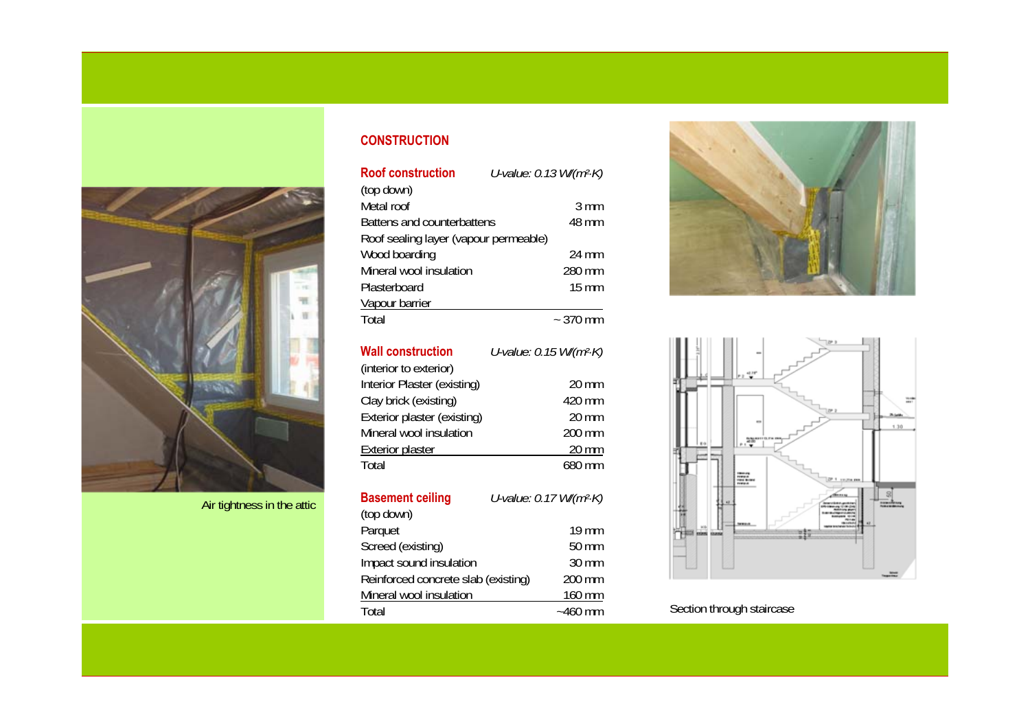Air tightness in the attic

## CONSTRUCTION

### Roof construction

*U-value: 0.13 W/(m²·K)*

(top down)

| Layer | Thickness |
|---|---|
| Metal roof | 3 mm |
| Battens and counterbattens | 48 mm |
| Roof sealing layer (vapour permeable) | |
| Wood boarding | 24 mm |
| Mineral wool insulation | 280 mm |
| Plasterboard | 15 mm |
| Vapour barrier | |
| Total | ~ 370 mm |

### Wall construction

*U-value: 0.15 W/(m²·K)*

(interior to exterior)

| Layer | Thickness |
|---|---|
| Interior Plaster (existing) | 20 mm |
| Clay brick (existing) | 420 mm |
| Exterior plaster (existing) | 20 mm |
| Mineral wool insulation | 200 mm |
| Exterior plaster | 20 mm |
| Total | 680 mm |

### Basement ceiling

*U-value: 0.17 W/(m²·K)*

(top down)

| Layer | Thickness |
|---|---|
| Parquet | 19 mm |
| Screed (existing) | 50 mm |
| Impact sound insulation | 30 mm |
| Reinforced concrete slab (existing) | 200 mm |
| Mineral wool insulation | 160 mm |
| Total | ~460 mm |

Section through staircase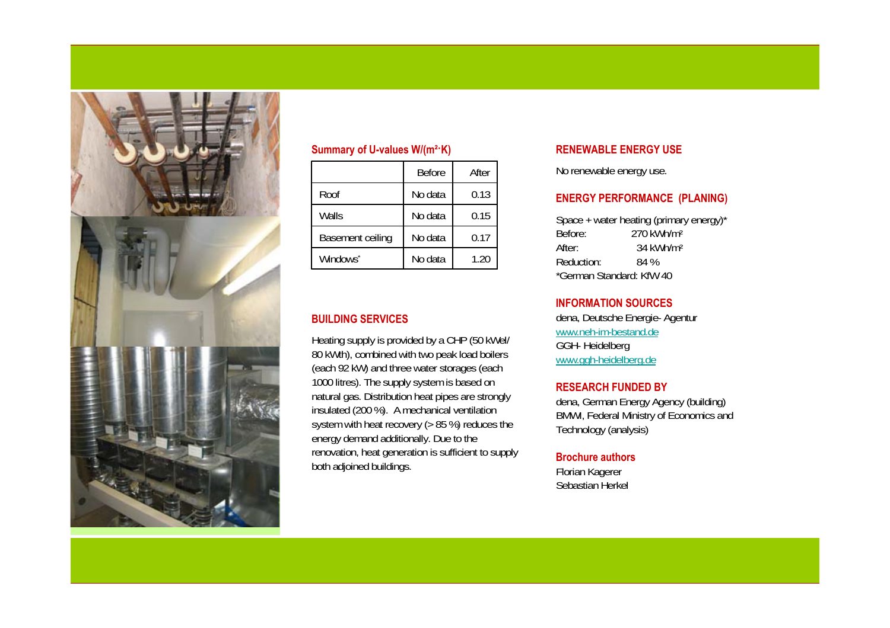### Summary of U-values W/(m²·K)

| | Before | After |
|---|---|---|
| Roof | No data | 0.13 |
| Walls | No data | 0.15 |
| Basement ceiling | No data | 0.17 |
| Windows* | No data | 1.20 |

### BUILDING SERVICES

Heating supply is provided by a CHP (50 kWel/ 80 kWth), combined with two peak load boilers (each 92 kW) and three water storages (each 1000 litres). The supply system is based on natural gas. Distribution heat pipes are strongly insulated (200 %). A mechanical ventilation system with heat recovery (> 85 %) reduces the energy demand additionally. Due to the renovation, heat generation is sufficient to supply both adjoined buildings.

### RENEWABLE ENERGY USE

No renewable energy use.

### ENERGY PERFORMANCE (PLANING)

Space + water heating (primary energy)*

Before: 270 kWh/m²

After: 34 kWh/m²

Reduction: 84 %

*German Standard: KfW 40

### INFORMATION SOURCES

dena, Deutsche Energie- Agentur

www.neh-im-bestand.de

GGH- Heidelberg

www.ggh-heidelberg.de

### RESEARCH FUNDED BY

dena, German Energy Agency (building)

BMWi, Federal Ministry of Economics and Technology (analysis)

### Brochure authors

Florian Kagerer

Sebastian Herkel